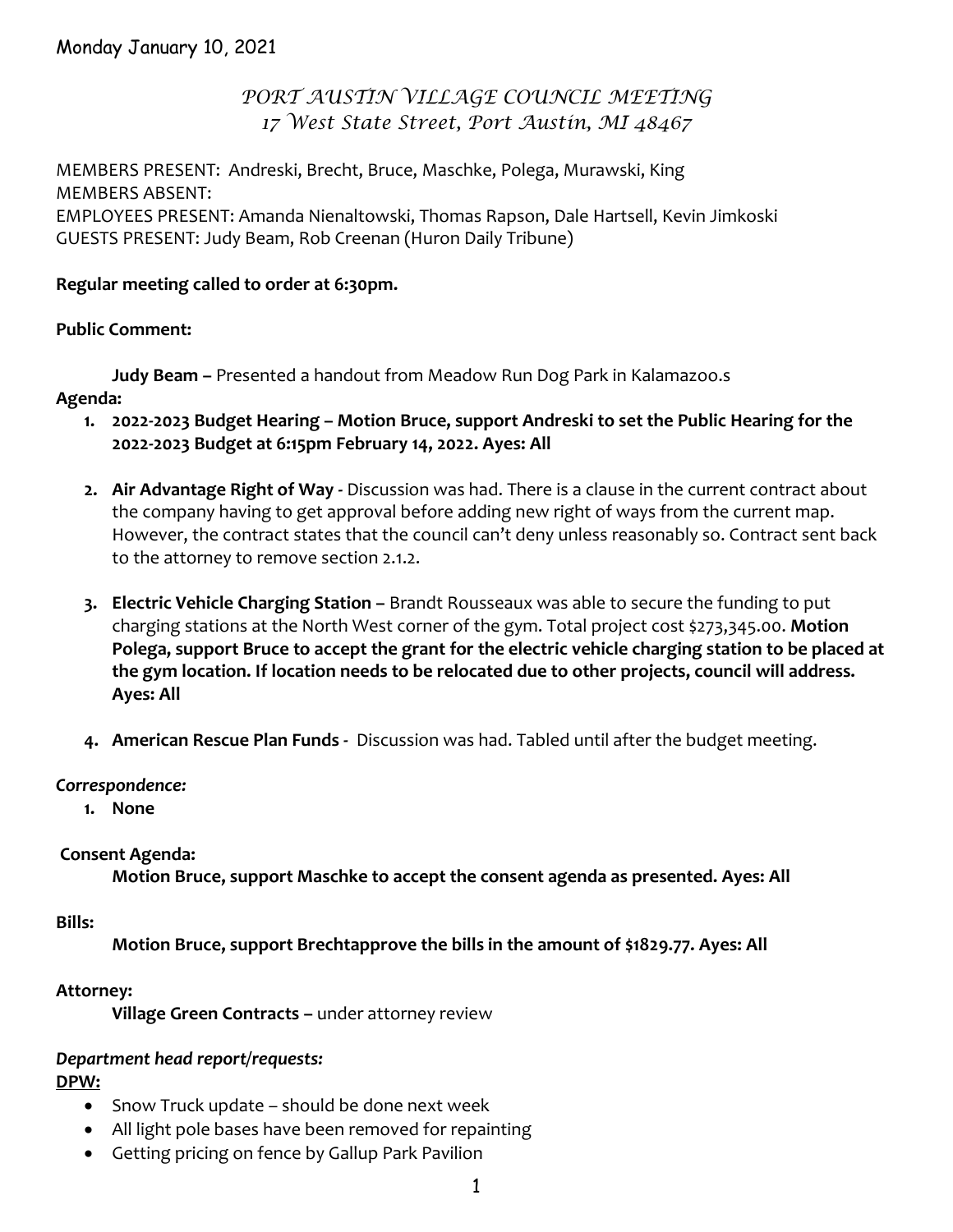Monday January 10, 2021

# *PORT AUSTIN VILLAGE COUNCIL MEETING*
## *17 West State Street, Port Austin, MI 48467*

MEMBERS PRESENT: Andreski, Brecht, Bruce, Maschke, Polega, Murawski, King
MEMBERS ABSENT:
EMPLOYEES PRESENT: Amanda Nienaltowski, Thomas Rapson, Dale Hartsell, Kevin Jimkoski
GUESTS PRESENT: Judy Beam, Rob Creenan (Huron Daily Tribune)

**Regular meeting called to order at 6:30pm.**

**Public Comment:**

**Judy Beam –** Presented a handout from Meadow Run Dog Park in Kalamazoo.s

**Agenda:**

1. **2022-2023 Budget Hearing – Motion Bruce, support Andreski to set the Public Hearing for the 2022-2023 Budget at 6:15pm February 14, 2022. Ayes: All**

2. **Air Advantage Right of Way -** Discussion was had. There is a clause in the current contract about the company having to get approval before adding new right of ways from the current map. However, the contract states that the council can't deny unless reasonably so. Contract sent back to the attorney to remove section 2.1.2.

3. **Electric Vehicle Charging Station –** Brandt Rousseaux was able to secure the funding to put charging stations at the North West corner of the gym. Total project cost $273,345.00. **Motion Polega, support Bruce to accept the grant for the electric vehicle charging station to be placed at the gym location. If location needs to be relocated due to other projects, council will address. Ayes: All**

4. **American Rescue Plan Funds -** Discussion was had. Tabled until after the budget meeting.

***Correspondence:***

1. **None**

**Consent Agenda:**

**Motion Bruce, support Maschke to accept the consent agenda as presented. Ayes: All**

**Bills:**

**Motion Bruce, support Brechtapprove the bills in the amount of $1829.77. Ayes: All**

**Attorney:**

**Village Green Contracts –** under attorney review

***Department head report/requests:***

**DPW:**

- Snow Truck update – should be done next week
- All light pole bases have been removed for repainting
- Getting pricing on fence by Gallup Park Pavilion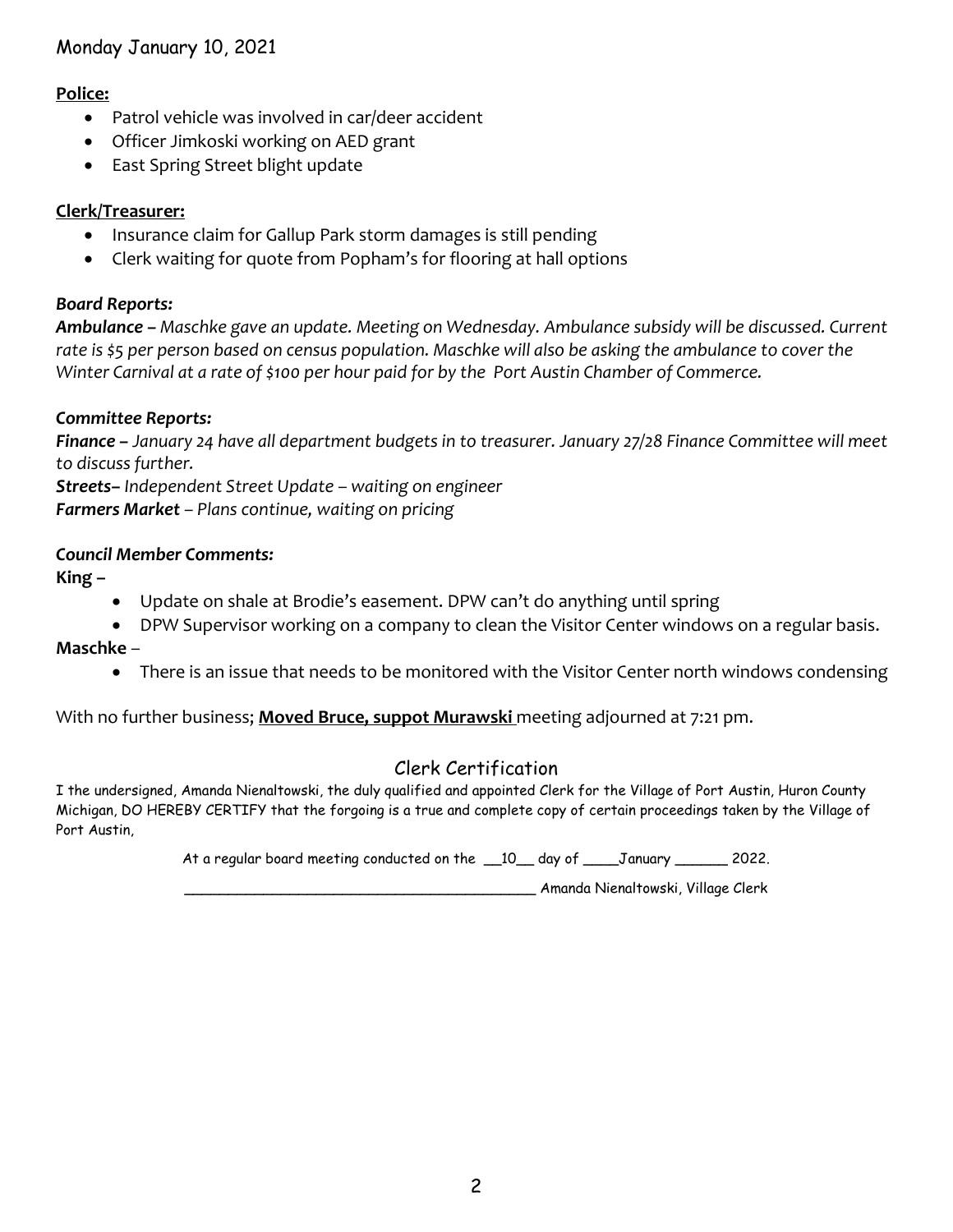Monday January 10, 2021

**Police:**

- Patrol vehicle was involved in car/deer accident
- Officer Jimkoski working on AED grant
- East Spring Street blight update

**Clerk/Treasurer:**

- Insurance claim for Gallup Park storm damages is still pending
- Clerk waiting for quote from Popham's for flooring at hall options

***Board Reports:***

***Ambulance –*** *Maschke gave an update. Meeting on Wednesday. Ambulance subsidy will be discussed. Current rate is $5 per person based on census population. Maschke will also be asking the ambulance to cover the Winter Carnival at a rate of $100 per hour paid for by the Port Austin Chamber of Commerce.*

***Committee Reports:***

***Finance –*** *January 24 have all department budgets in to treasurer. January 27/28 Finance Committee will meet to discuss further.*

***Streets–*** *Independent Street Update – waiting on engineer*

***Farmers Market*** *– Plans continue, waiting on pricing*

***Council Member Comments:***

**King –**

- Update on shale at Brodie's easement. DPW can't do anything until spring
- DPW Supervisor working on a company to clean the Visitor Center windows on a regular basis.

**Maschke** –

- There is an issue that needs to be monitored with the Visitor Center north windows condensing

With no further business; **Moved Bruce, suppot Murawski** meeting adjourned at 7:21 pm.

## Clerk Certification

I the undersigned, Amanda Nienaltowski, the duly qualified and appointed Clerk for the Village of Port Austin, Huron County Michigan, DO HEREBY CERTIFY that the forgoing is a true and complete copy of certain proceedings taken by the Village of Port Austin,

At a regular board meeting conducted on the __10__ day of ____January ______ 2022.

___________________________________________ Amanda Nienaltowski, Village Clerk